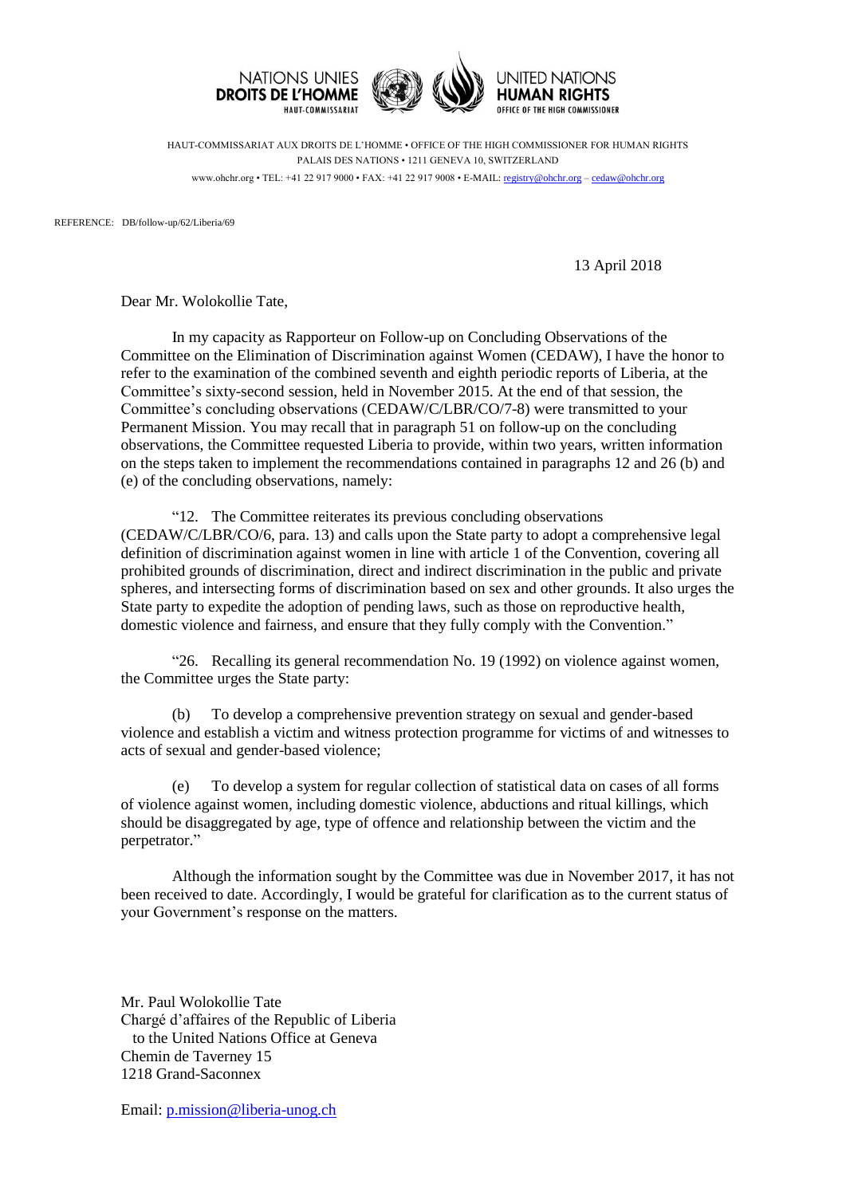NATIONS UNIES
**DROITS DE L'HOMME**
HAUT-COMMISSARIAT

UNITED NATIONS
**HUMAN RIGHTS**
OFFICE OF THE HIGH COMMISSIONER

HAUT-COMMISSARIAT AUX DROITS DE L'HOMME • OFFICE OF THE HIGH COMMISSIONER FOR HUMAN RIGHTS
PALAIS DES NATIONS • 1211 GENEVA 10, SWITZERLAND
www.ohchr.org • TEL: +41 22 917 9000 • FAX: +41 22 917 9008 • E-MAIL: registry@ohchr.org – cedaw@ohchr.org

REFERENCE: DB/follow-up/62/Liberia/69

13 April 2018

Dear Mr. Wolokollie Tate,

In my capacity as Rapporteur on Follow-up on Concluding Observations of the Committee on the Elimination of Discrimination against Women (CEDAW), I have the honor to refer to the examination of the combined seventh and eighth periodic reports of Liberia, at the Committee's sixty-second session, held in November 2015. At the end of that session, the Committee's concluding observations (CEDAW/C/LBR/CO/7-8) were transmitted to your Permanent Mission. You may recall that in paragraph 51 on follow-up on the concluding observations, the Committee requested Liberia to provide, within two years, written information on the steps taken to implement the recommendations contained in paragraphs 12 and 26 (b) and (e) of the concluding observations, namely:

"12. The Committee reiterates its previous concluding observations (CEDAW/C/LBR/CO/6, para. 13) and calls upon the State party to adopt a comprehensive legal definition of discrimination against women in line with article 1 of the Convention, covering all prohibited grounds of discrimination, direct and indirect discrimination in the public and private spheres, and intersecting forms of discrimination based on sex and other grounds. It also urges the State party to expedite the adoption of pending laws, such as those on reproductive health, domestic violence and fairness, and ensure that they fully comply with the Convention."

"26. Recalling its general recommendation No. 19 (1992) on violence against women, the Committee urges the State party:

(b) To develop a comprehensive prevention strategy on sexual and gender-based violence and establish a victim and witness protection programme for victims of and witnesses to acts of sexual and gender-based violence;

(e) To develop a system for regular collection of statistical data on cases of all forms of violence against women, including domestic violence, abductions and ritual killings, which should be disaggregated by age, type of offence and relationship between the victim and the perpetrator."

Although the information sought by the Committee was due in November 2017, it has not been received to date. Accordingly, I would be grateful for clarification as to the current status of your Government's response on the matters.

Mr. Paul Wolokollie Tate
Chargé d'affaires of the Republic of Liberia
to the United Nations Office at Geneva
Chemin de Taverney 15
1218 Grand-Saconnex

Email: p.mission@liberia-unog.ch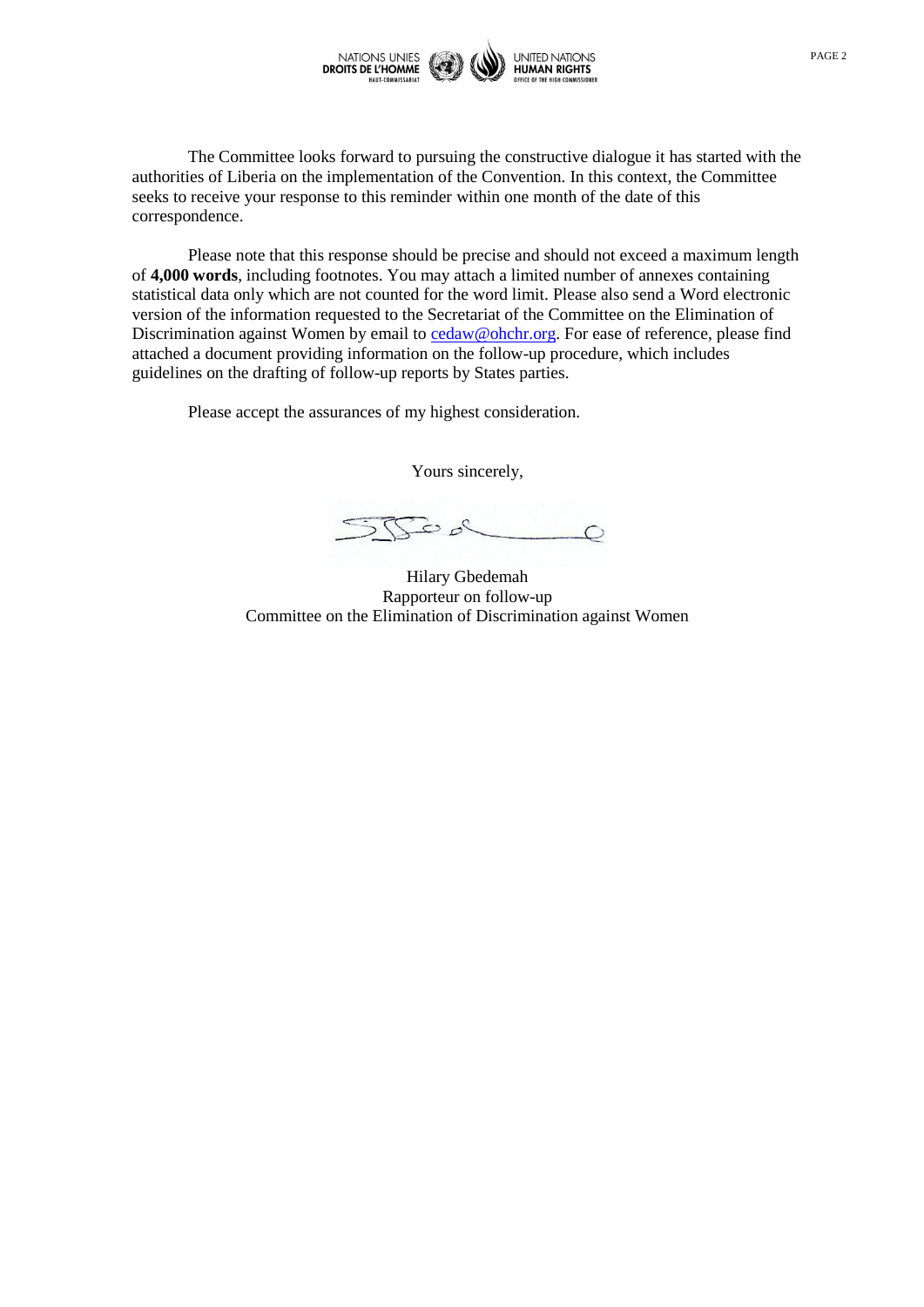The Committee looks forward to pursuing the constructive dialogue it has started with the authorities of Liberia on the implementation of the Convention. In this context, the Committee seeks to receive your response to this reminder within one month of the date of this correspondence.

Please note that this response should be precise and should not exceed a maximum length of **4,000 words**, including footnotes. You may attach a limited number of annexes containing statistical data only which are not counted for the word limit. Please also send a Word electronic version of the information requested to the Secretariat of the Committee on the Elimination of Discrimination against Women by email to cedaw@ohchr.org. For ease of reference, please find attached a document providing information on the follow-up procedure, which includes guidelines on the drafting of follow-up reports by States parties.

Please accept the assurances of my highest consideration.

Yours sincerely,

Hilary Gbedemah
Rapporteur on follow-up
Committee on the Elimination of Discrimination against Women